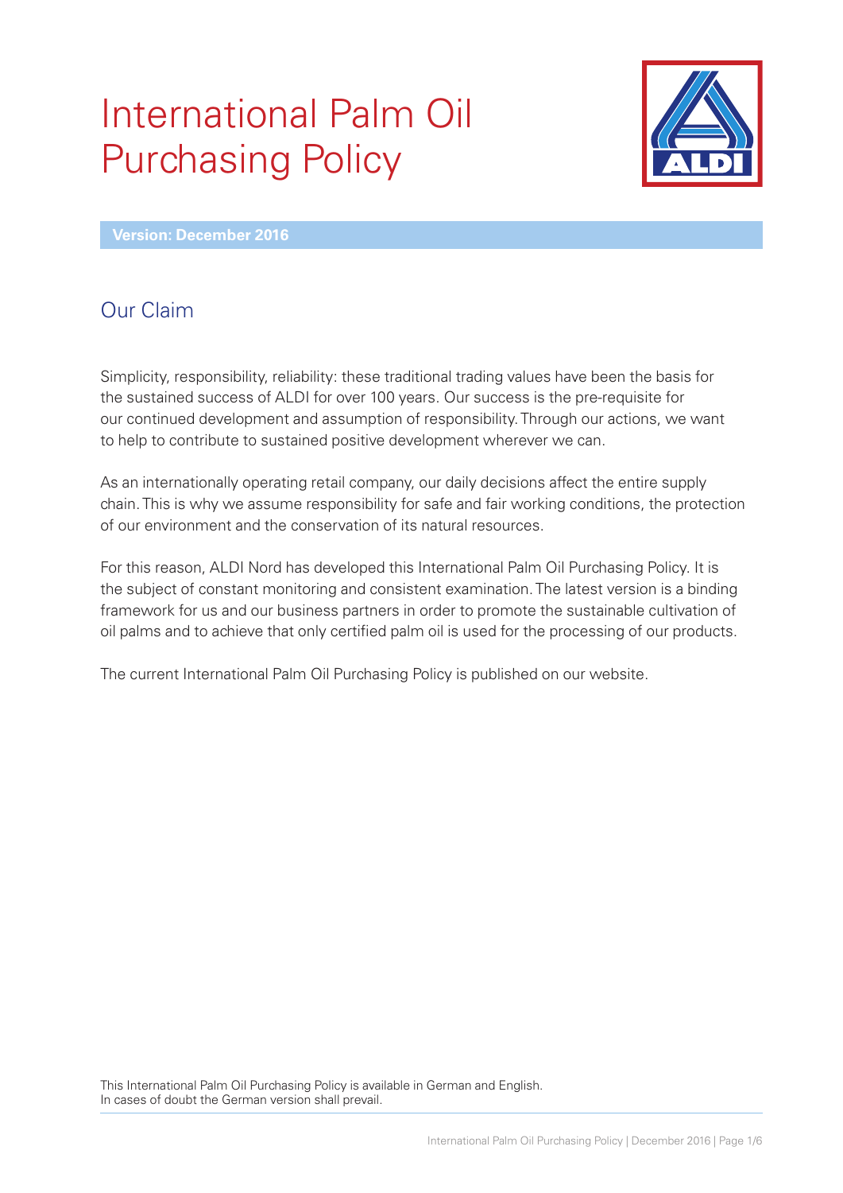# International Palm Oil Purchasing Policy

**Version: December 2016**

## Our Claim

Simplicity, responsibility, reliability: these traditional trading values have been the basis for the sustained success of ALDI for over 100 years. Our success is the pre-requisite for our continued development and assumption of responsibility. Through our actions, we want to help to contribute to sustained positive development wherever we can.

As an internationally operating retail company, our daily decisions affect the entire supply chain. This is why we assume responsibility for safe and fair working conditions, the protection of our environment and the conservation of its natural resources.

For this reason, ALDI Nord has developed this International Palm Oil Purchasing Policy. It is the subject of constant monitoring and consistent examination. The latest version is a binding framework for us and our business partners in order to promote the sustainable cultivation of oil palms and to achieve that only certified palm oil is used for the processing of our products.

The current International Palm Oil Purchasing Policy is published on our website.

This International Palm Oil Purchasing Policy is available in German and English.
In cases of doubt the German version shall prevail.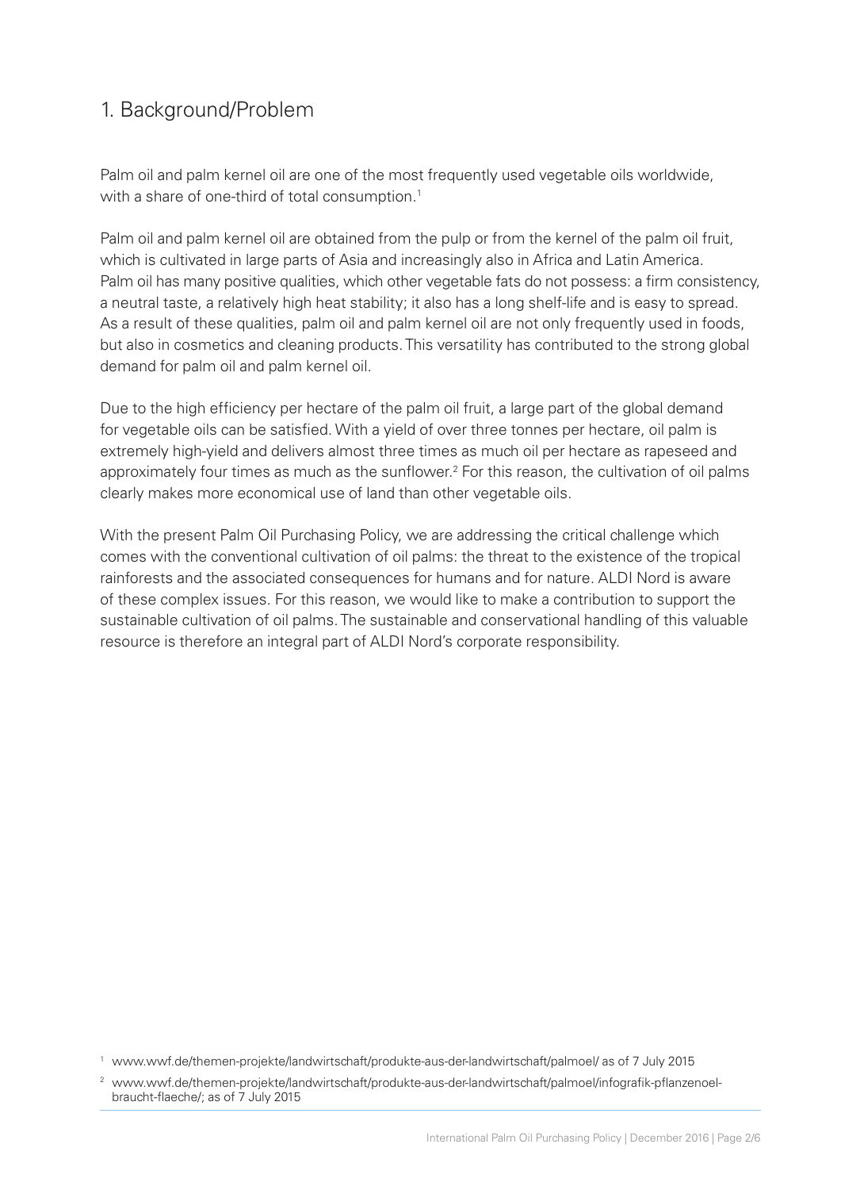## 1. Background/Problem

Palm oil and palm kernel oil are one of the most frequently used vegetable oils worldwide, with a share of one-third of total consumption.[1]

Palm oil and palm kernel oil are obtained from the pulp or from the kernel of the palm oil fruit, which is cultivated in large parts of Asia and increasingly also in Africa and Latin America. Palm oil has many positive qualities, which other vegetable fats do not possess: a firm consistency, a neutral taste, a relatively high heat stability; it also has a long shelf-life and is easy to spread. As a result of these qualities, palm oil and palm kernel oil are not only frequently used in foods, but also in cosmetics and cleaning products. This versatility has contributed to the strong global demand for palm oil and palm kernel oil.

Due to the high efficiency per hectare of the palm oil fruit, a large part of the global demand for vegetable oils can be satisfied. With a yield of over three tonnes per hectare, oil palm is extremely high-yield and delivers almost three times as much oil per hectare as rapeseed and approximately four times as much as the sunflower.[2] For this reason, the cultivation of oil palms clearly makes more economical use of land than other vegetable oils.

With the present Palm Oil Purchasing Policy, we are addressing the critical challenge which comes with the conventional cultivation of oil palms: the threat to the existence of the tropical rainforests and the associated consequences for humans and for nature. ALDI Nord is aware of these complex issues. For this reason, we would like to make a contribution to support the sustainable cultivation of oil palms. The sustainable and conservational handling of this valuable resource is therefore an integral part of ALDI Nord's corporate responsibility.

[1] www.wwf.de/themen-projekte/landwirtschaft/produkte-aus-der-landwirtschaft/palmoel/ as of 7 July 2015

[2] www.wwf.de/themen-projekte/landwirtschaft/produkte-aus-der-landwirtschaft/palmoel/infografik-pflanzenoel-braucht-flaeche/; as of 7 July 2015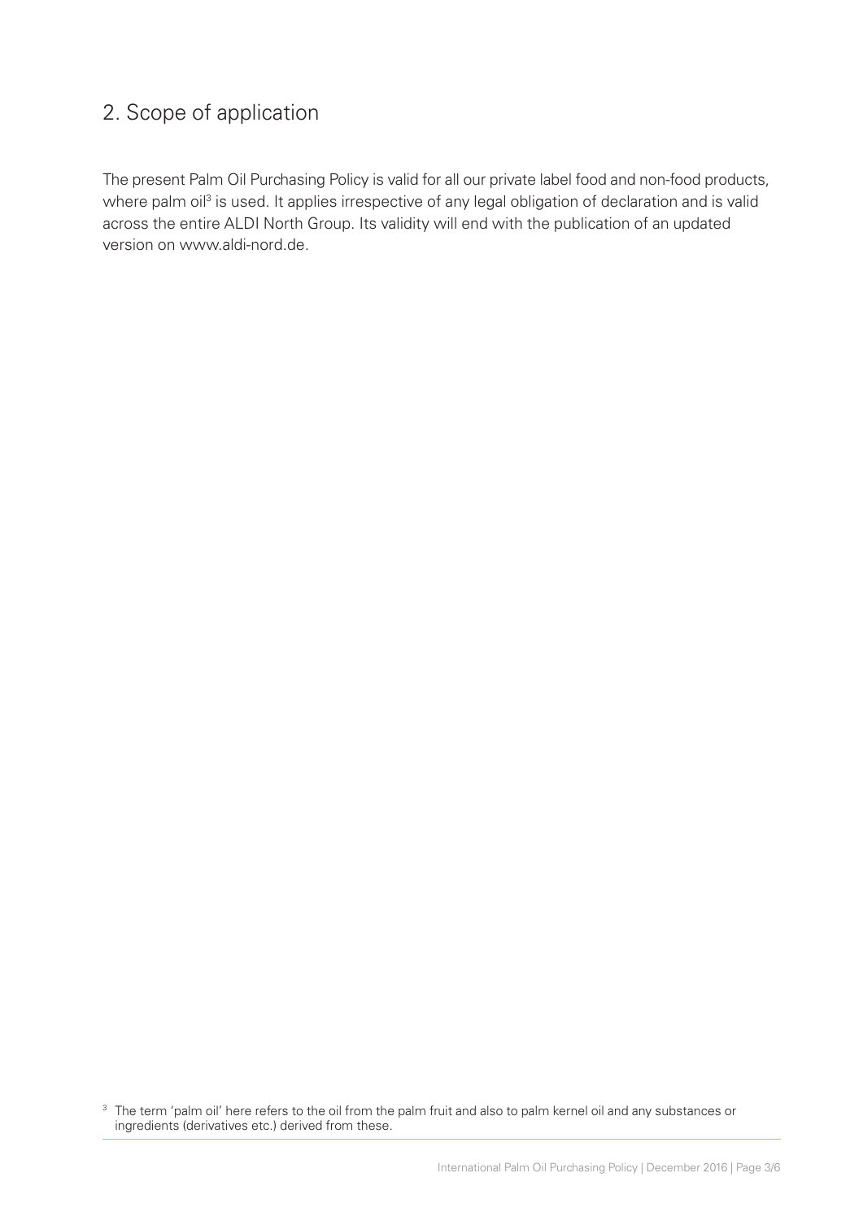## 2. Scope of application

The present Palm Oil Purchasing Policy is valid for all our private label food and non-food products, where palm oil[3] is used. It applies irrespective of any legal obligation of declaration and is valid across the entire ALDI North Group. Its validity will end with the publication of an updated version on www.aldi-nord.de.

[3] The term 'palm oil' here refers to the oil from the palm fruit and also to palm kernel oil and any substances or ingredients (derivatives etc.) derived from these.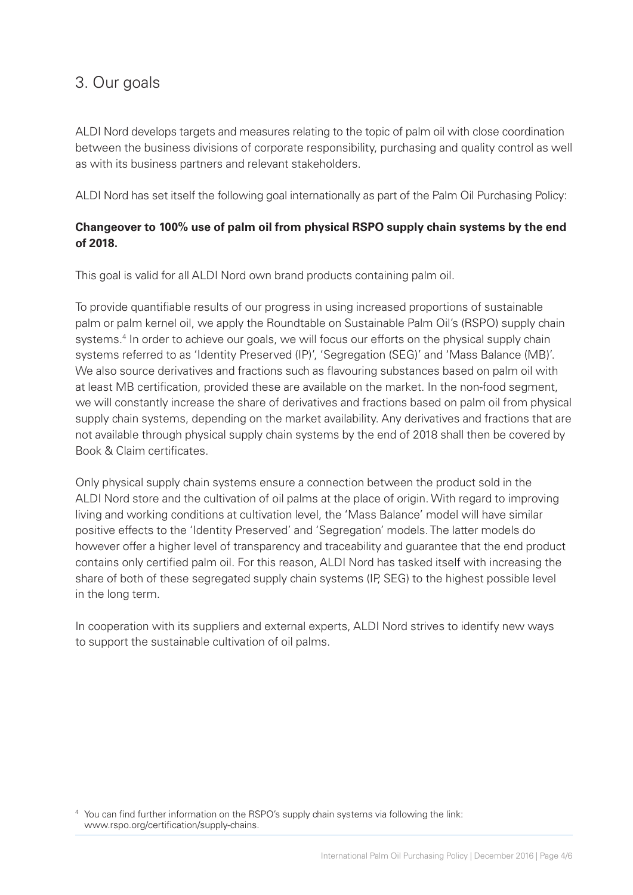## 3. Our goals

ALDI Nord develops targets and measures relating to the topic of palm oil with close coordination between the business divisions of corporate responsibility, purchasing and quality control as well as with its business partners and relevant stakeholders.

ALDI Nord has set itself the following goal internationally as part of the Palm Oil Purchasing Policy:

**Changeover to 100% use of palm oil from physical RSPO supply chain systems by the end of 2018.**

This goal is valid for all ALDI Nord own brand products containing palm oil.

To provide quantifiable results of our progress in using increased proportions of sustainable palm or palm kernel oil, we apply the Roundtable on Sustainable Palm Oil's (RSPO) supply chain systems.[4] In order to achieve our goals, we will focus our efforts on the physical supply chain systems referred to as 'Identity Preserved (IP)', 'Segregation (SEG)' and 'Mass Balance (MB)'. We also source derivatives and fractions such as flavouring substances based on palm oil with at least MB certification, provided these are available on the market. In the non-food segment, we will constantly increase the share of derivatives and fractions based on palm oil from physical supply chain systems, depending on the market availability. Any derivatives and fractions that are not available through physical supply chain systems by the end of 2018 shall then be covered by Book & Claim certificates.

Only physical supply chain systems ensure a connection between the product sold in the ALDI Nord store and the cultivation of oil palms at the place of origin. With regard to improving living and working conditions at cultivation level, the 'Mass Balance' model will have similar positive effects to the 'Identity Preserved' and 'Segregation' models. The latter models do however offer a higher level of transparency and traceability and guarantee that the end product contains only certified palm oil. For this reason, ALDI Nord has tasked itself with increasing the share of both of these segregated supply chain systems (IP, SEG) to the highest possible level in the long term.

In cooperation with its suppliers and external experts, ALDI Nord strives to identify new ways to support the sustainable cultivation of oil palms.

[4] You can find further information on the RSPO's supply chain systems via following the link: www.rspo.org/certification/supply-chains.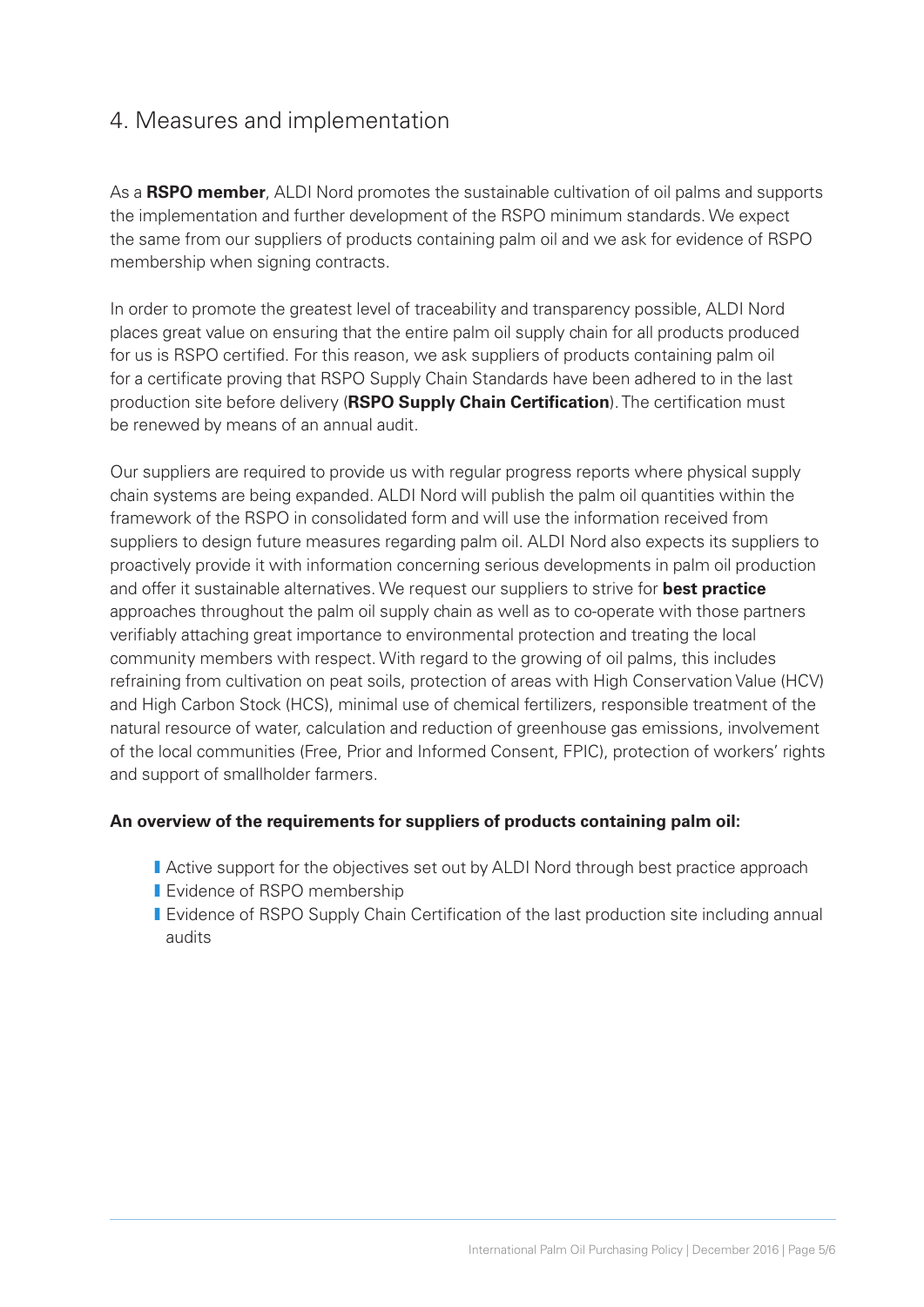## 4. Measures and implementation

As a **RSPO member**, ALDI Nord promotes the sustainable cultivation of oil palms and supports the implementation and further development of the RSPO minimum standards. We expect the same from our suppliers of products containing palm oil and we ask for evidence of RSPO membership when signing contracts.

In order to promote the greatest level of traceability and transparency possible, ALDI Nord places great value on ensuring that the entire palm oil supply chain for all products produced for us is RSPO certified. For this reason, we ask suppliers of products containing palm oil for a certificate proving that RSPO Supply Chain Standards have been adhered to in the last production site before delivery (**RSPO Supply Chain Certification**). The certification must be renewed by means of an annual audit.

Our suppliers are required to provide us with regular progress reports where physical supply chain systems are being expanded. ALDI Nord will publish the palm oil quantities within the framework of the RSPO in consolidated form and will use the information received from suppliers to design future measures regarding palm oil. ALDI Nord also expects its suppliers to proactively provide it with information concerning serious developments in palm oil production and offer it sustainable alternatives. We request our suppliers to strive for **best practice** approaches throughout the palm oil supply chain as well as to co-operate with those partners verifiably attaching great importance to environmental protection and treating the local community members with respect. With regard to the growing of oil palms, this includes refraining from cultivation on peat soils, protection of areas with High Conservation Value (HCV) and High Carbon Stock (HCS), minimal use of chemical fertilizers, responsible treatment of the natural resource of water, calculation and reduction of greenhouse gas emissions, involvement of the local communities (Free, Prior and Informed Consent, FPIC), protection of workers' rights and support of smallholder farmers.

**An overview of the requirements for suppliers of products containing palm oil:**

- Active support for the objectives set out by ALDI Nord through best practice approach
- Evidence of RSPO membership
- Evidence of RSPO Supply Chain Certification of the last production site including annual audits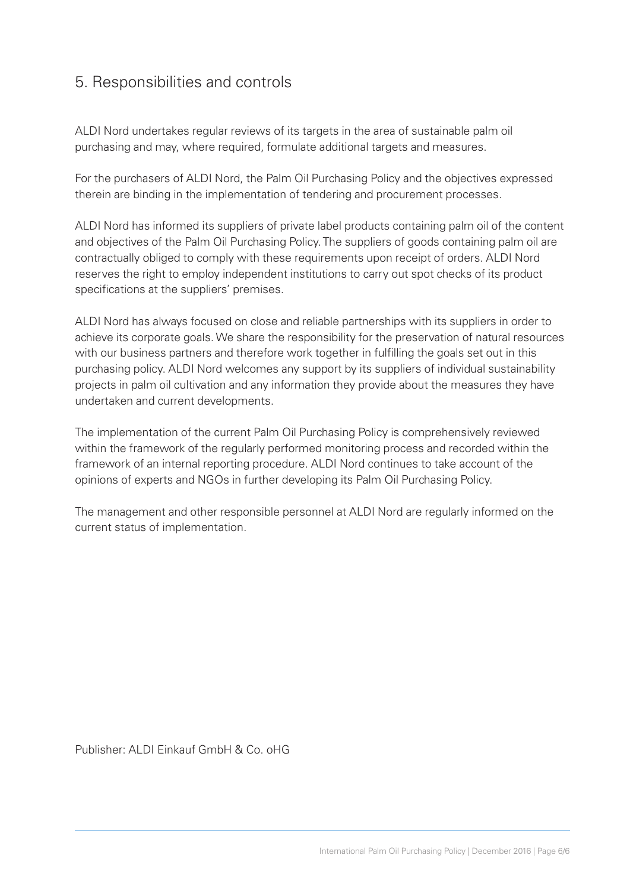## 5. Responsibilities and controls

ALDI Nord undertakes regular reviews of its targets in the area of sustainable palm oil purchasing and may, where required, formulate additional targets and measures.

For the purchasers of ALDI Nord, the Palm Oil Purchasing Policy and the objectives expressed therein are binding in the implementation of tendering and procurement processes.

ALDI Nord has informed its suppliers of private label products containing palm oil of the content and objectives of the Palm Oil Purchasing Policy. The suppliers of goods containing palm oil are contractually obliged to comply with these requirements upon receipt of orders. ALDI Nord reserves the right to employ independent institutions to carry out spot checks of its product specifications at the suppliers' premises.

ALDI Nord has always focused on close and reliable partnerships with its suppliers in order to achieve its corporate goals. We share the responsibility for the preservation of natural resources with our business partners and therefore work together in fulfilling the goals set out in this purchasing policy. ALDI Nord welcomes any support by its suppliers of individual sustainability projects in palm oil cultivation and any information they provide about the measures they have undertaken and current developments.

The implementation of the current Palm Oil Purchasing Policy is comprehensively reviewed within the framework of the regularly performed monitoring process and recorded within the framework of an internal reporting procedure. ALDI Nord continues to take account of the opinions of experts and NGOs in further developing its Palm Oil Purchasing Policy.

The management and other responsible personnel at ALDI Nord are regularly informed on the current status of implementation.

Publisher: ALDI Einkauf GmbH & Co. oHG